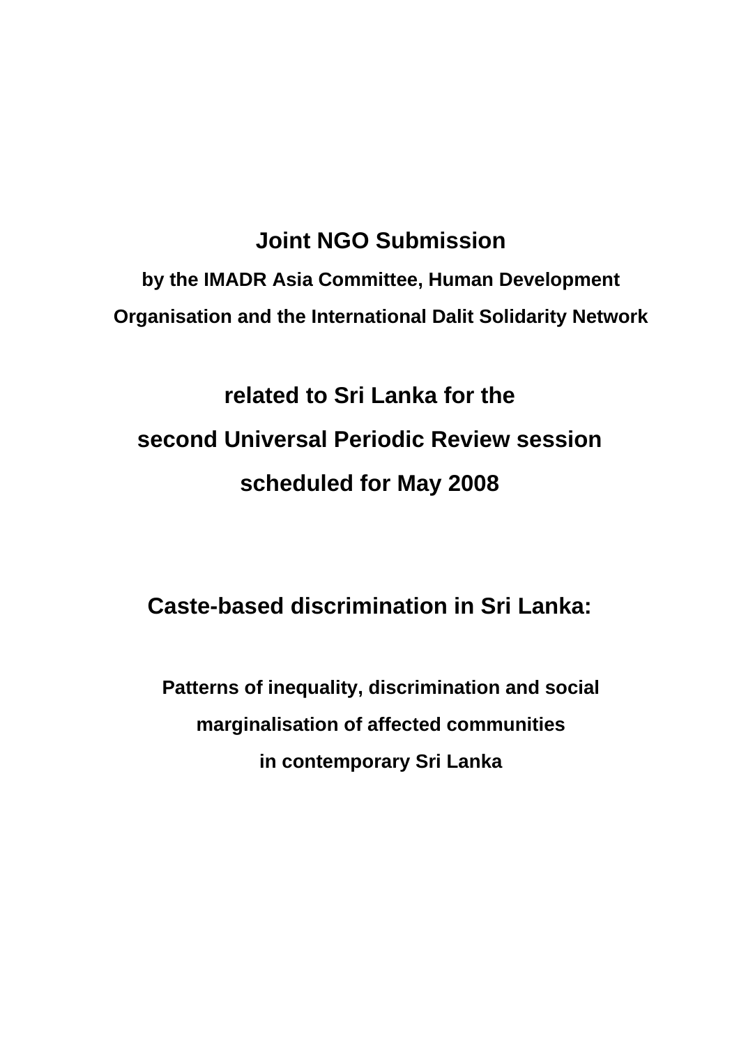# Joint NGO Submission

**by the IMADR Asia Committee, Human Development Organisation and the International Dalit Solidarity Network**

## related to Sri Lanka for the second Universal Periodic Review session scheduled for May 2008

## Caste-based discrimination in Sri Lanka:

**Patterns of inequality, discrimination and social marginalisation of affected communities in contemporary Sri Lanka**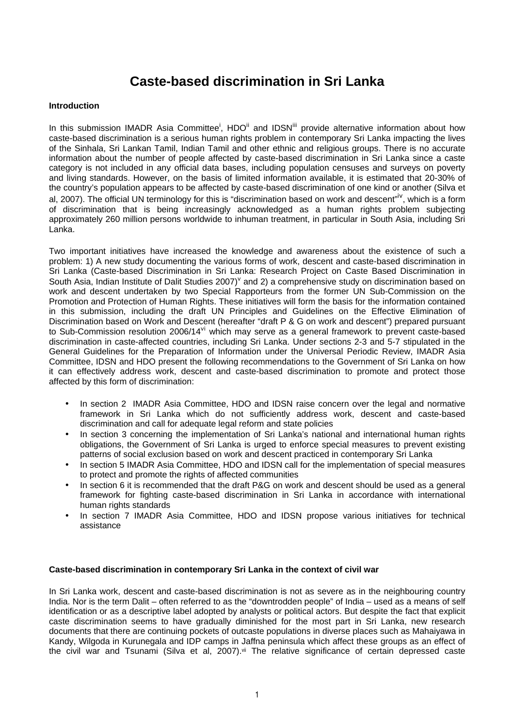# Caste-based discrimination in Sri Lanka

### Introduction

In this submission IMADR Asia Committee[i], HDO[ii] and IDSN[iii] provide alternative information about how caste-based discrimination is a serious human rights problem in contemporary Sri Lanka impacting the lives of the Sinhala, Sri Lankan Tamil, Indian Tamil and other ethnic and religious groups. There is no accurate information about the number of people affected by caste-based discrimination in Sri Lanka since a caste category is not included in any official data bases, including population censuses and surveys on poverty and living standards. However, on the basis of limited information available, it is estimated that 20-30% of the country's population appears to be affected by caste-based discrimination of one kind or another (Silva et al, 2007). The official UN terminology for this is "discrimination based on work and descent"[iv], which is a form of discrimination that is being increasingly acknowledged as a human rights problem subjecting approximately 260 million persons worldwide to inhuman treatment, in particular in South Asia, including Sri Lanka.

Two important initiatives have increased the knowledge and awareness about the existence of such a problem: 1) A new study documenting the various forms of work, descent and caste-based discrimination in Sri Lanka (Caste-based Discrimination in Sri Lanka: Research Project on Caste Based Discrimination in South Asia, Indian Institute of Dalit Studies 2007)[v] and 2) a comprehensive study on discrimination based on work and descent undertaken by two Special Rapporteurs from the former UN Sub-Commission on the Promotion and Protection of Human Rights. These initiatives will form the basis for the information contained in this submission, including the draft UN Principles and Guidelines on the Effective Elimination of Discrimination based on Work and Descent (hereafter "draft P & G on work and descent") prepared pursuant to Sub-Commission resolution 2006/14[vi] which may serve as a general framework to prevent caste-based discrimination in caste-affected countries, including Sri Lanka. Under sections 2-3 and 5-7 stipulated in the General Guidelines for the Preparation of Information under the Universal Periodic Review, IMADR Asia Committee, IDSN and HDO present the following recommendations to the Government of Sri Lanka on how it can effectively address work, descent and caste-based discrimination to promote and protect those affected by this form of discrimination:

- In section 2 IMADR Asia Committee, HDO and IDSN raise concern over the legal and normative framework in Sri Lanka which do not sufficiently address work, descent and caste-based discrimination and call for adequate legal reform and state policies
- In section 3 concerning the implementation of Sri Lanka's national and international human rights obligations, the Government of Sri Lanka is urged to enforce special measures to prevent existing patterns of social exclusion based on work and descent practiced in contemporary Sri Lanka
- In section 5 IMADR Asia Committee, HDO and IDSN call for the implementation of special measures to protect and promote the rights of affected communities
- In section 6 it is recommended that the draft P&G on work and descent should be used as a general framework for fighting caste-based discrimination in Sri Lanka in accordance with international human rights standards
- In section 7 IMADR Asia Committee, HDO and IDSN propose various initiatives for technical assistance

### Caste-based discrimination in contemporary Sri Lanka in the context of civil war

In Sri Lanka work, descent and caste-based discrimination is not as severe as in the neighbouring country India. Nor is the term Dalit – often referred to as the "downtrodden people" of India – used as a means of self identification or as a descriptive label adopted by analysts or political actors. But despite the fact that explicit caste discrimination seems to have gradually diminished for the most part in Sri Lanka, new research documents that there are continuing pockets of outcaste populations in diverse places such as Mahaiyawa in Kandy, Wilgoda in Kurunegala and IDP camps in Jaffna peninsula which affect these groups as an effect of the civil war and Tsunami (Silva et al, 2007).[vii] The relative significance of certain depressed caste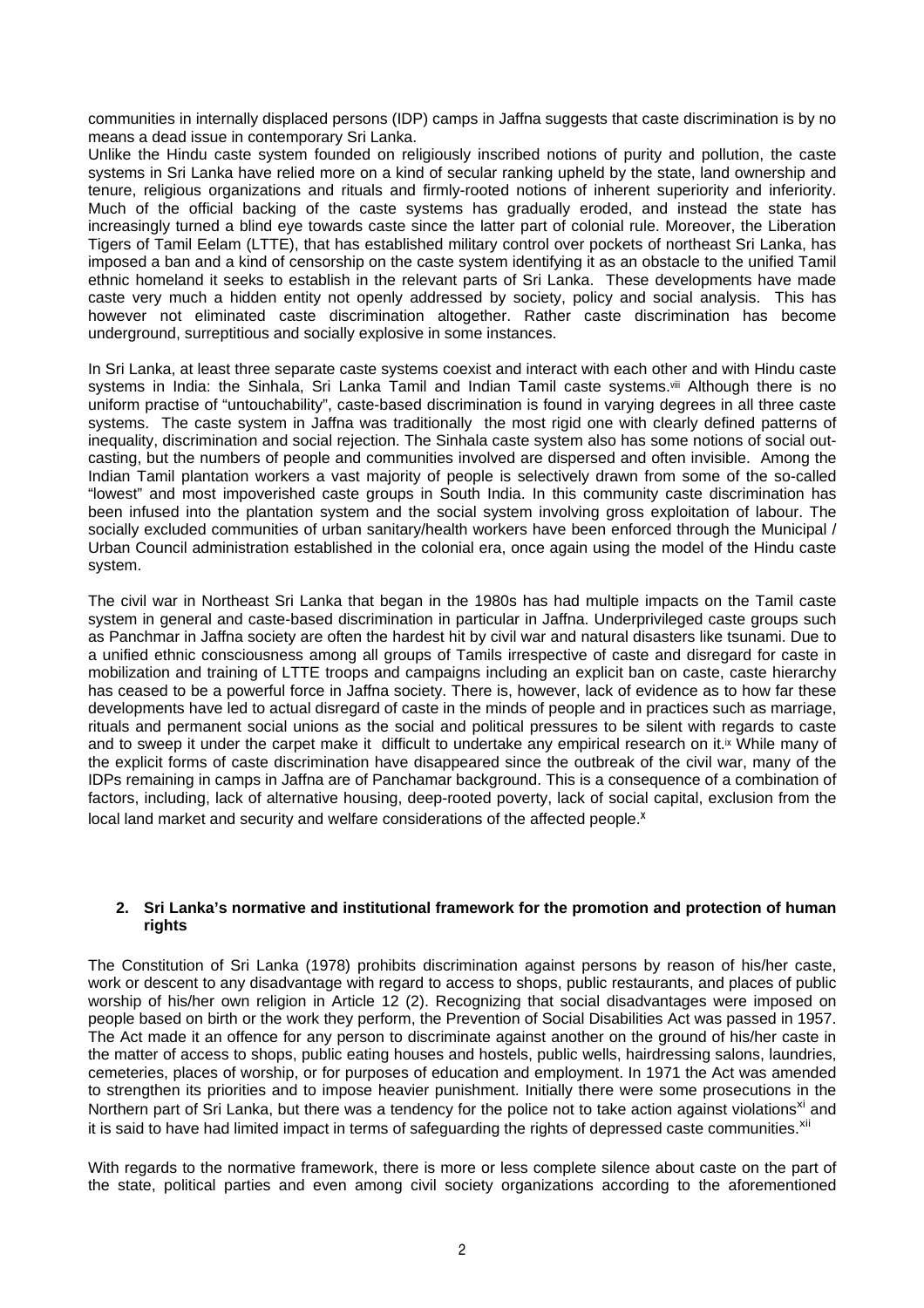communities in internally displaced persons (IDP) camps in Jaffna suggests that caste discrimination is by no means a dead issue in contemporary Sri Lanka.

Unlike the Hindu caste system founded on religiously inscribed notions of purity and pollution, the caste systems in Sri Lanka have relied more on a kind of secular ranking upheld by the state, land ownership and tenure, religious organizations and rituals and firmly-rooted notions of inherent superiority and inferiority. Much of the official backing of the caste systems has gradually eroded, and instead the state has increasingly turned a blind eye towards caste since the latter part of colonial rule. Moreover, the Liberation Tigers of Tamil Eelam (LTTE), that has established military control over pockets of northeast Sri Lanka, has imposed a ban and a kind of censorship on the caste system identifying it as an obstacle to the unified Tamil ethnic homeland it seeks to establish in the relevant parts of Sri Lanka. These developments have made caste very much a hidden entity not openly addressed by society, policy and social analysis. This has however not eliminated caste discrimination altogether. Rather caste discrimination has become underground, surreptitious and socially explosive in some instances.

In Sri Lanka, at least three separate caste systems coexist and interact with each other and with Hindu caste systems in India: the Sinhala, Sri Lanka Tamil and Indian Tamil caste systems.[viii] Although there is no uniform practise of "untouchability", caste-based discrimination is found in varying degrees in all three caste systems. The caste system in Jaffna was traditionally the most rigid one with clearly defined patterns of inequality, discrimination and social rejection. The Sinhala caste system also has some notions of social out-casting, but the numbers of people and communities involved are dispersed and often invisible. Among the Indian Tamil plantation workers a vast majority of people is selectively drawn from some of the so-called "lowest" and most impoverished caste groups in South India. In this community caste discrimination has been infused into the plantation system and the social system involving gross exploitation of labour. The socially excluded communities of urban sanitary/health workers have been enforced through the Municipal / Urban Council administration established in the colonial era, once again using the model of the Hindu caste system.

The civil war in Northeast Sri Lanka that began in the 1980s has had multiple impacts on the Tamil caste system in general and caste-based discrimination in particular in Jaffna. Underprivileged caste groups such as Panchmar in Jaffna society are often the hardest hit by civil war and natural disasters like tsunami. Due to a unified ethnic consciousness among all groups of Tamils irrespective of caste and disregard for caste in mobilization and training of LTTE troops and campaigns including an explicit ban on caste, caste hierarchy has ceased to be a powerful force in Jaffna society. There is, however, lack of evidence as to how far these developments have led to actual disregard of caste in the minds of people and in practices such as marriage, rituals and permanent social unions as the social and political pressures to be silent with regards to caste and to sweep it under the carpet make it difficult to undertake any empirical research on it.[ix] While many of the explicit forms of caste discrimination have disappeared since the outbreak of the civil war, many of the IDPs remaining in camps in Jaffna are of Panchamar background. This is a consequence of a combination of factors, including, lack of alternative housing, deep-rooted poverty, lack of social capital, exclusion from the local land market and security and welfare considerations of the affected people.[x]

## 2. Sri Lanka's normative and institutional framework for the promotion and protection of human rights

The Constitution of Sri Lanka (1978) prohibits discrimination against persons by reason of his/her caste, work or descent to any disadvantage with regard to access to shops, public restaurants, and places of public worship of his/her own religion in Article 12 (2). Recognizing that social disadvantages were imposed on people based on birth or the work they perform, the Prevention of Social Disabilities Act was passed in 1957. The Act made it an offence for any person to discriminate against another on the ground of his/her caste in the matter of access to shops, public eating houses and hostels, public wells, hairdressing salons, laundries, cemeteries, places of worship, or for purposes of education and employment. In 1971 the Act was amended to strengthen its priorities and to impose heavier punishment. Initially there were some prosecutions in the Northern part of Sri Lanka, but there was a tendency for the police not to take action against violations[xi] and it is said to have had limited impact in terms of safeguarding the rights of depressed caste communities.[xii]

With regards to the normative framework, there is more or less complete silence about caste on the part of the state, political parties and even among civil society organizations according to the aforementioned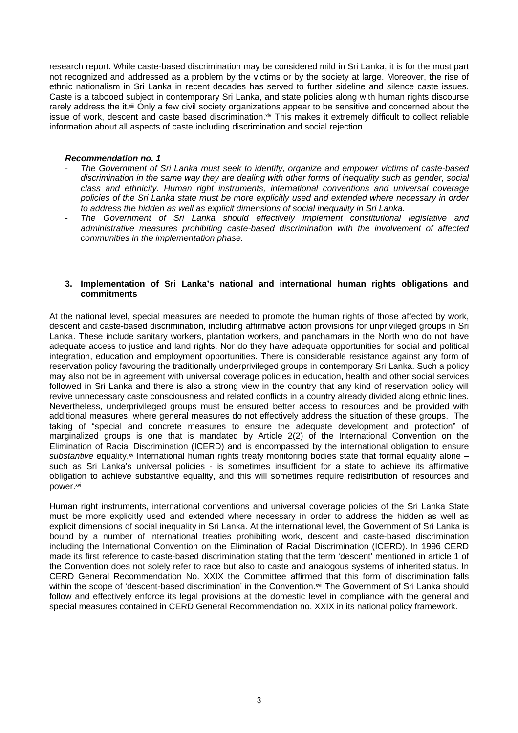research report. While caste-based discrimination may be considered mild in Sri Lanka, it is for the most part not recognized and addressed as a problem by the victims or by the society at large. Moreover, the rise of ethnic nationalism in Sri Lanka in recent decades has served to further sideline and silence caste issues. Caste is a tabooed subject in contemporary Sri Lanka, and state policies along with human rights discourse rarely address the it.[xiii] Only a few civil society organizations appear to be sensitive and concerned about the issue of work, descent and caste based discrimination.[xiv] This makes it extremely difficult to collect reliable information about all aspects of caste including discrimination and social rejection.

> ***Recommendation no. 1***
> - *The Government of Sri Lanka must seek to identify, organize and empower victims of caste-based discrimination in the same way they are dealing with other forms of inequality such as gender, social class and ethnicity. Human right instruments, international conventions and universal coverage policies of the Sri Lanka state must be more explicitly used and extended where necessary in order to address the hidden as well as explicit dimensions of social inequality in Sri Lanka.*
> - *The Government of Sri Lanka should effectively implement constitutional legislative and administrative measures prohibiting caste-based discrimination with the involvement of affected communities in the implementation phase.*

### 3. Implementation of Sri Lanka's national and international human rights obligations and commitments

At the national level, special measures are needed to promote the human rights of those affected by work, descent and caste-based discrimination, including affirmative action provisions for unprivileged groups in Sri Lanka. These include sanitary workers, plantation workers, and panchamars in the North who do not have adequate access to justice and land rights. Nor do they have adequate opportunities for social and political integration, education and employment opportunities. There is considerable resistance against any form of reservation policy favouring the traditionally underprivileged groups in contemporary Sri Lanka. Such a policy may also not be in agreement with universal coverage policies in education, health and other social services followed in Sri Lanka and there is also a strong view in the country that any kind of reservation policy will revive unnecessary caste consciousness and related conflicts in a country already divided along ethnic lines. Nevertheless, underprivileged groups must be ensured better access to resources and be provided with additional measures, where general measures do not effectively address the situation of these groups. The taking of "special and concrete measures to ensure the adequate development and protection" of marginalized groups is one that is mandated by Article 2(2) of the International Convention on the Elimination of Racial Discrimination (ICERD) and is encompassed by the international obligation to ensure *substantive* equality.[xv] International human rights treaty monitoring bodies state that formal equality alone – such as Sri Lanka's universal policies - is sometimes insufficient for a state to achieve its affirmative obligation to achieve substantive equality, and this will sometimes require redistribution of resources and power.[xvi]

Human right instruments, international conventions and universal coverage policies of the Sri Lanka State must be more explicitly used and extended where necessary in order to address the hidden as well as explicit dimensions of social inequality in Sri Lanka. At the international level, the Government of Sri Lanka is bound by a number of international treaties prohibiting work, descent and caste-based discrimination including the International Convention on the Elimination of Racial Discrimination (ICERD). In 1996 CERD made its first reference to caste-based discrimination stating that the term 'descent' mentioned in article 1 of the Convention does not solely refer to race but also to caste and analogous systems of inherited status. In CERD General Recommendation No. XXIX the Committee affirmed that this form of discrimination falls within the scope of 'descent-based discrimination' in the Convention.[xvii] The Government of Sri Lanka should follow and effectively enforce its legal provisions at the domestic level in compliance with the general and special measures contained in CERD General Recommendation no. XXIX in its national policy framework.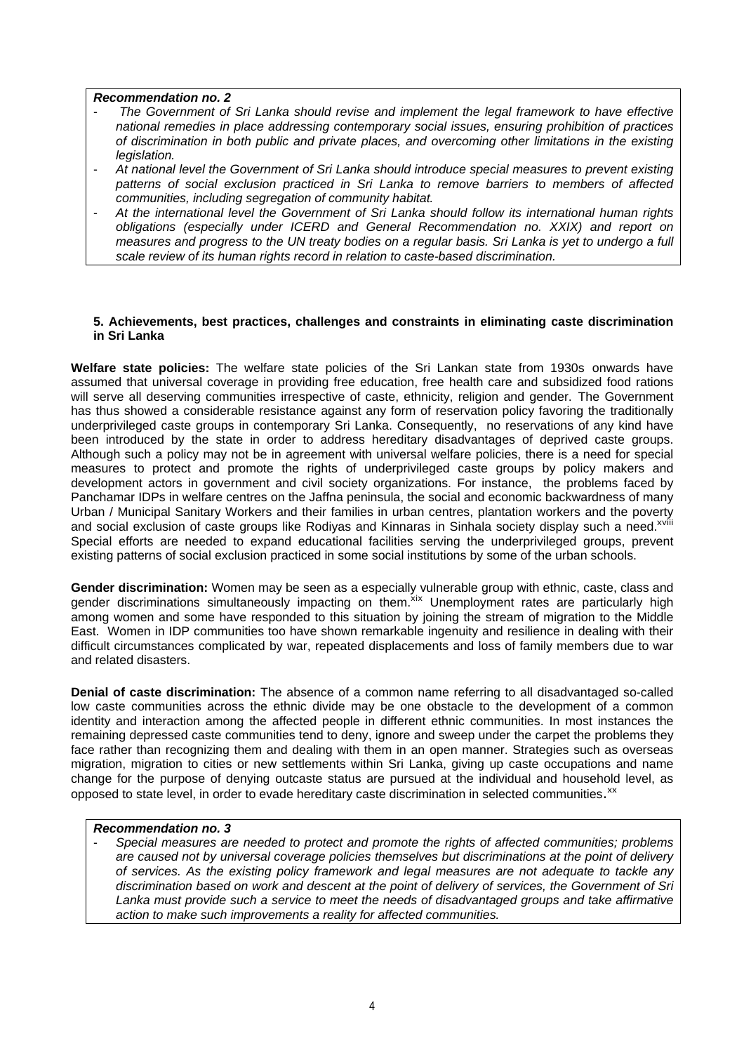***Recommendation no. 2***

- *The Government of Sri Lanka should revise and implement the legal framework to have effective national remedies in place addressing contemporary social issues, ensuring prohibition of practices of discrimination in both public and private places, and overcoming other limitations in the existing legislation.*
- *At national level the Government of Sri Lanka should introduce special measures to prevent existing patterns of social exclusion practiced in Sri Lanka to remove barriers to members of affected communities, including segregation of community habitat.*
- *At the international level the Government of Sri Lanka should follow its international human rights obligations (especially under ICERD and General Recommendation no. XXIX) and report on measures and progress to the UN treaty bodies on a regular basis. Sri Lanka is yet to undergo a full scale review of its human rights record in relation to caste-based discrimination.*

**5. Achievements, best practices, challenges and constraints in eliminating caste discrimination in Sri Lanka**

**Welfare state policies:** The welfare state policies of the Sri Lankan state from 1930s onwards have assumed that universal coverage in providing free education, free health care and subsidized food rations will serve all deserving communities irrespective of caste, ethnicity, religion and gender. The Government has thus showed a considerable resistance against any form of reservation policy favoring the traditionally underprivileged caste groups in contemporary Sri Lanka. Consequently, no reservations of any kind have been introduced by the state in order to address hereditary disadvantages of deprived caste groups. Although such a policy may not be in agreement with universal welfare policies, there is a need for special measures to protect and promote the rights of underprivileged caste groups by policy makers and development actors in government and civil society organizations. For instance, the problems faced by Panchamar IDPs in welfare centres on the Jaffna peninsula, the social and economic backwardness of many Urban / Municipal Sanitary Workers and their families in urban centres, plantation workers and the poverty and social exclusion of caste groups like Rodiyas and Kinnaras in Sinhala society display such a need.[xviii] Special efforts are needed to expand educational facilities serving the underprivileged groups, prevent existing patterns of social exclusion practiced in some social institutions by some of the urban schools.

**Gender discrimination:** Women may be seen as a especially vulnerable group with ethnic, caste, class and gender discriminations simultaneously impacting on them.[xix] Unemployment rates are particularly high among women and some have responded to this situation by joining the stream of migration to the Middle East. Women in IDP communities too have shown remarkable ingenuity and resilience in dealing with their difficult circumstances complicated by war, repeated displacements and loss of family members due to war and related disasters.

**Denial of caste discrimination:** The absence of a common name referring to all disadvantaged so-called low caste communities across the ethnic divide may be one obstacle to the development of a common identity and interaction among the affected people in different ethnic communities. In most instances the remaining depressed caste communities tend to deny, ignore and sweep under the carpet the problems they face rather than recognizing them and dealing with them in an open manner. Strategies such as overseas migration, migration to cities or new settlements within Sri Lanka, giving up caste occupations and name change for the purpose of denying outcaste status are pursued at the individual and household level, as opposed to state level, in order to evade hereditary caste discrimination in selected communities.[xx]

***Recommendation no. 3***

- *Special measures are needed to protect and promote the rights of affected communities; problems are caused not by universal coverage policies themselves but discriminations at the point of delivery of services. As the existing policy framework and legal measures are not adequate to tackle any discrimination based on work and descent at the point of delivery of services, the Government of Sri Lanka must provide such a service to meet the needs of disadvantaged groups and take affirmative action to make such improvements a reality for affected communities.*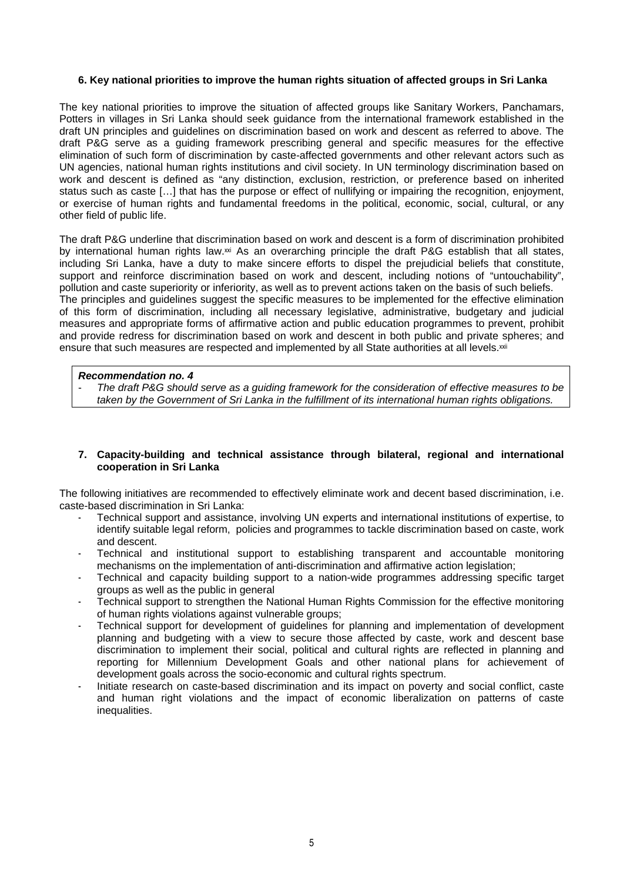### 6. Key national priorities to improve the human rights situation of affected groups in Sri Lanka

The key national priorities to improve the situation of affected groups like Sanitary Workers, Panchamars, Potters in villages in Sri Lanka should seek guidance from the international framework established in the draft UN principles and guidelines on discrimination based on work and descent as referred to above. The draft P&G serve as a guiding framework prescribing general and specific measures for the effective elimination of such form of discrimination by caste-affected governments and other relevant actors such as UN agencies, national human rights institutions and civil society. In UN terminology discrimination based on work and descent is defined as "any distinction, exclusion, restriction, or preference based on inherited status such as caste […] that has the purpose or effect of nullifying or impairing the recognition, enjoyment, or exercise of human rights and fundamental freedoms in the political, economic, social, cultural, or any other field of public life.

The draft P&G underline that discrimination based on work and descent is a form of discrimination prohibited by international human rights law.[xxi] As an overarching principle the draft P&G establish that all states, including Sri Lanka, have a duty to make sincere efforts to dispel the prejudicial beliefs that constitute, support and reinforce discrimination based on work and descent, including notions of "untouchability", pollution and caste superiority or inferiority, as well as to prevent actions taken on the basis of such beliefs.
The principles and guidelines suggest the specific measures to be implemented for the effective elimination of this form of discrimination, including all necessary legislative, administrative, budgetary and judicial measures and appropriate forms of affirmative action and public education programmes to prevent, prohibit and provide redress for discrimination based on work and descent in both public and private spheres; and ensure that such measures are respected and implemented by all State authorities at all levels.[xxii]

***Recommendation no. 4***

- *The draft P&G should serve as a guiding framework for the consideration of effective measures to be taken by the Government of Sri Lanka in the fulfillment of its international human rights obligations.*

### 7. Capacity-building and technical assistance through bilateral, regional and international cooperation in Sri Lanka

The following initiatives are recommended to effectively eliminate work and decent based discrimination, i.e. caste-based discrimination in Sri Lanka:

- Technical support and assistance, involving UN experts and international institutions of expertise, to identify suitable legal reform, policies and programmes to tackle discrimination based on caste, work and descent.
- Technical and institutional support to establishing transparent and accountable monitoring mechanisms on the implementation of anti-discrimination and affirmative action legislation;
- Technical and capacity building support to a nation-wide programmes addressing specific target groups as well as the public in general
- Technical support to strengthen the National Human Rights Commission for the effective monitoring of human rights violations against vulnerable groups;
- Technical support for development of guidelines for planning and implementation of development planning and budgeting with a view to secure those affected by caste, work and descent base discrimination to implement their social, political and cultural rights are reflected in planning and reporting for Millennium Development Goals and other national plans for achievement of development goals across the socio-economic and cultural rights spectrum.
- Initiate research on caste-based discrimination and its impact on poverty and social conflict, caste and human right violations and the impact of economic liberalization on patterns of caste inequalities.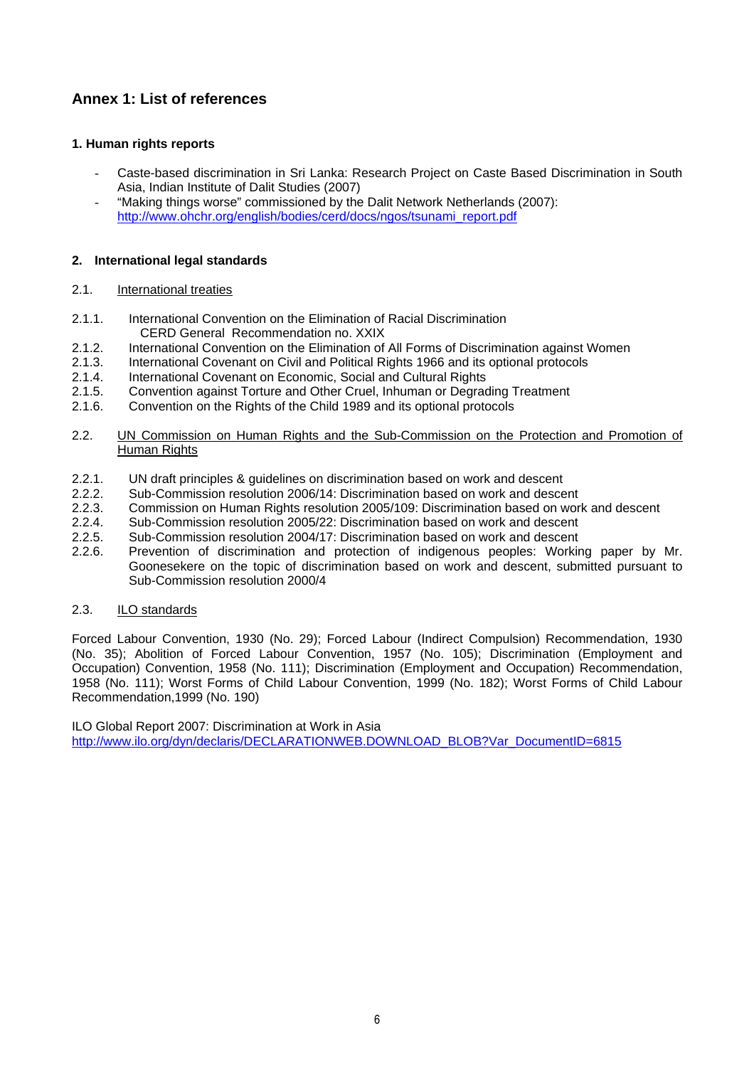## Annex 1: List of references

### 1. Human rights reports

- Caste-based discrimination in Sri Lanka: Research Project on Caste Based Discrimination in South Asia, Indian Institute of Dalit Studies (2007)
- "Making things worse" commissioned by the Dalit Network Netherlands (2007): http://www.ohchr.org/english/bodies/cerd/docs/ngos/tsunami_report.pdf

### 2. International legal standards

2.1. International treaties

2.1.1. International Convention on the Elimination of Racial Discrimination
CERD General Recommendation no. XXIX

2.1.2. International Convention on the Elimination of All Forms of Discrimination against Women

2.1.3. International Covenant on Civil and Political Rights 1966 and its optional protocols

2.1.4. International Covenant on Economic, Social and Cultural Rights

2.1.5. Convention against Torture and Other Cruel, Inhuman or Degrading Treatment

2.1.6. Convention on the Rights of the Child 1989 and its optional protocols

2.2. UN Commission on Human Rights and the Sub-Commission on the Protection and Promotion of Human Rights

2.2.1. UN draft principles & guidelines on discrimination based on work and descent

2.2.2. Sub-Commission resolution 2006/14: Discrimination based on work and descent

2.2.3. Commission on Human Rights resolution 2005/109: Discrimination based on work and descent

2.2.4. Sub-Commission resolution 2005/22: Discrimination based on work and descent

2.2.5. Sub-Commission resolution 2004/17: Discrimination based on work and descent

2.2.6. Prevention of discrimination and protection of indigenous peoples: Working paper by Mr. Goonesekere on the topic of discrimination based on work and descent, submitted pursuant to Sub-Commission resolution 2000/4

2.3. ILO standards

Forced Labour Convention, 1930 (No. 29); Forced Labour (Indirect Compulsion) Recommendation, 1930 (No. 35); Abolition of Forced Labour Convention, 1957 (No. 105); Discrimination (Employment and Occupation) Convention, 1958 (No. 111); Discrimination (Employment and Occupation) Recommendation, 1958 (No. 111); Worst Forms of Child Labour Convention, 1999 (No. 182); Worst Forms of Child Labour Recommendation,1999 (No. 190)

ILO Global Report 2007: Discrimination at Work in Asia
http://www.ilo.org/dyn/declaris/DECLARATIONWEB.DOWNLOAD_BLOB?Var_DocumentID=6815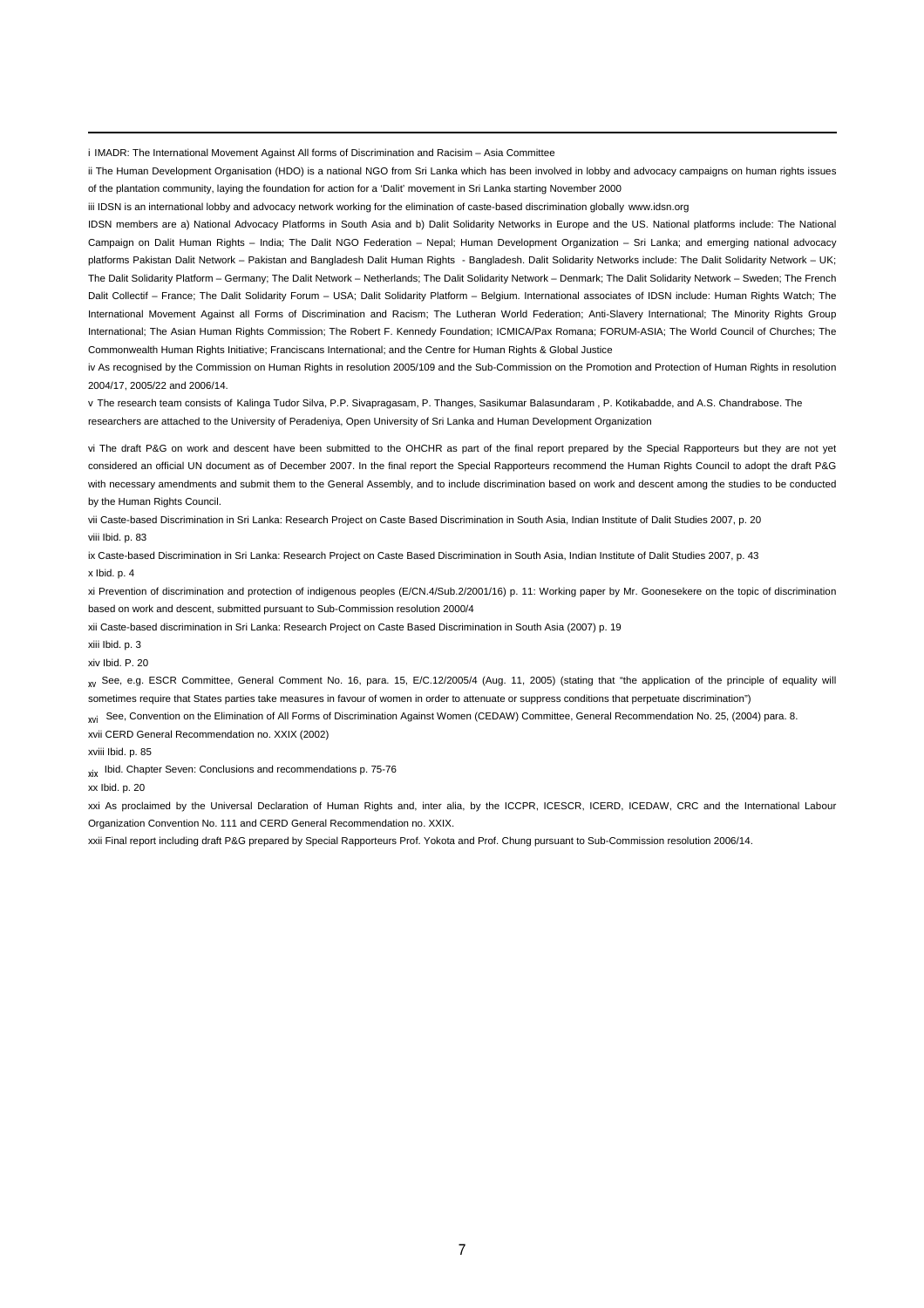i IMADR: The International Movement Against All forms of Discrimination and Racisim – Asia Committee

ii The Human Development Organisation (HDO) is a national NGO from Sri Lanka which has been involved in lobby and advocacy campaigns on human rights issues of the plantation community, laying the foundation for action for a 'Dalit' movement in Sri Lanka starting November 2000

iii IDSN is an international lobby and advocacy network working for the elimination of caste-based discrimination globally www.idsn.org

IDSN members are a) National Advocacy Platforms in South Asia and b) Dalit Solidarity Networks in Europe and the US. National platforms include: The National Campaign on Dalit Human Rights – India; The Dalit NGO Federation – Nepal; Human Development Organization – Sri Lanka; and emerging national advocacy platforms Pakistan Dalit Network – Pakistan and Bangladesh Dalit Human Rights - Bangladesh. Dalit Solidarity Networks include: The Dalit Solidarity Network – UK; The Dalit Solidarity Platform – Germany; The Dalit Network – Netherlands; The Dalit Solidarity Network – Denmark; The Dalit Solidarity Network – Sweden; The French Dalit Collectif – France; The Dalit Solidarity Forum – USA; Dalit Solidarity Platform – Belgium. International associates of IDSN include: Human Rights Watch; The International Movement Against all Forms of Discrimination and Racism; The Lutheran World Federation; Anti-Slavery International; The Minority Rights Group International; The Asian Human Rights Commission; The Robert F. Kennedy Foundation; ICMICA/Pax Romana; FORUM-ASIA; The World Council of Churches; The Commonwealth Human Rights Initiative; Franciscans International; and the Centre for Human Rights & Global Justice

iv As recognised by the Commission on Human Rights in resolution 2005/109 and the Sub-Commission on the Promotion and Protection of Human Rights in resolution 2004/17, 2005/22 and 2006/14.

v The research team consists of Kalinga Tudor Silva, P.P. Sivapragasam, P. Thanges, Sasikumar Balasundaram , P. Kotikabadde, and A.S. Chandrabose. The researchers are attached to the University of Peradeniya, Open University of Sri Lanka and Human Development Organization

vi The draft P&G on work and descent have been submitted to the OHCHR as part of the final report prepared by the Special Rapporteurs but they are not yet considered an official UN document as of December 2007. In the final report the Special Rapporteurs recommend the Human Rights Council to adopt the draft P&G with necessary amendments and submit them to the General Assembly, and to include discrimination based on work and descent among the studies to be conducted by the Human Rights Council.

vii Caste-based Discrimination in Sri Lanka: Research Project on Caste Based Discrimination in South Asia, Indian Institute of Dalit Studies 2007, p. 20

viii Ibid. p. 83

ix Caste-based Discrimination in Sri Lanka: Research Project on Caste Based Discrimination in South Asia, Indian Institute of Dalit Studies 2007, p. 43

x Ibid. p. 4

xi Prevention of discrimination and protection of indigenous peoples (E/CN.4/Sub.2/2001/16) p. 11: Working paper by Mr. Goonesekere on the topic of discrimination based on work and descent, submitted pursuant to Sub-Commission resolution 2000/4

xii Caste-based discrimination in Sri Lanka: Research Project on Caste Based Discrimination in South Asia (2007) p. 19

xiii Ibid. p. 3

xiv Ibid. P. 20

xv See, e.g. ESCR Committee, General Comment No. 16, para. 15, E/C.12/2005/4 (Aug. 11, 2005) (stating that "the application of the principle of equality will sometimes require that States parties take measures in favour of women in order to attenuate or suppress conditions that perpetuate discrimination")

xvi See, Convention on the Elimination of All Forms of Discrimination Against Women (CEDAW) Committee, General Recommendation No. 25, (2004) para. 8.

xvii CERD General Recommendation no. XXIX (2002)

xviii Ibid. p. 85

xix Ibid. Chapter Seven: Conclusions and recommendations p. 75-76

xx Ibid. p. 20

xxi As proclaimed by the Universal Declaration of Human Rights and, inter alia, by the ICCPR, ICESCR, ICERD, ICEDAW, CRC and the International Labour Organization Convention No. 111 and CERD General Recommendation no. XXIX.

xxii Final report including draft P&G prepared by Special Rapporteurs Prof. Yokota and Prof. Chung pursuant to Sub-Commission resolution 2006/14.